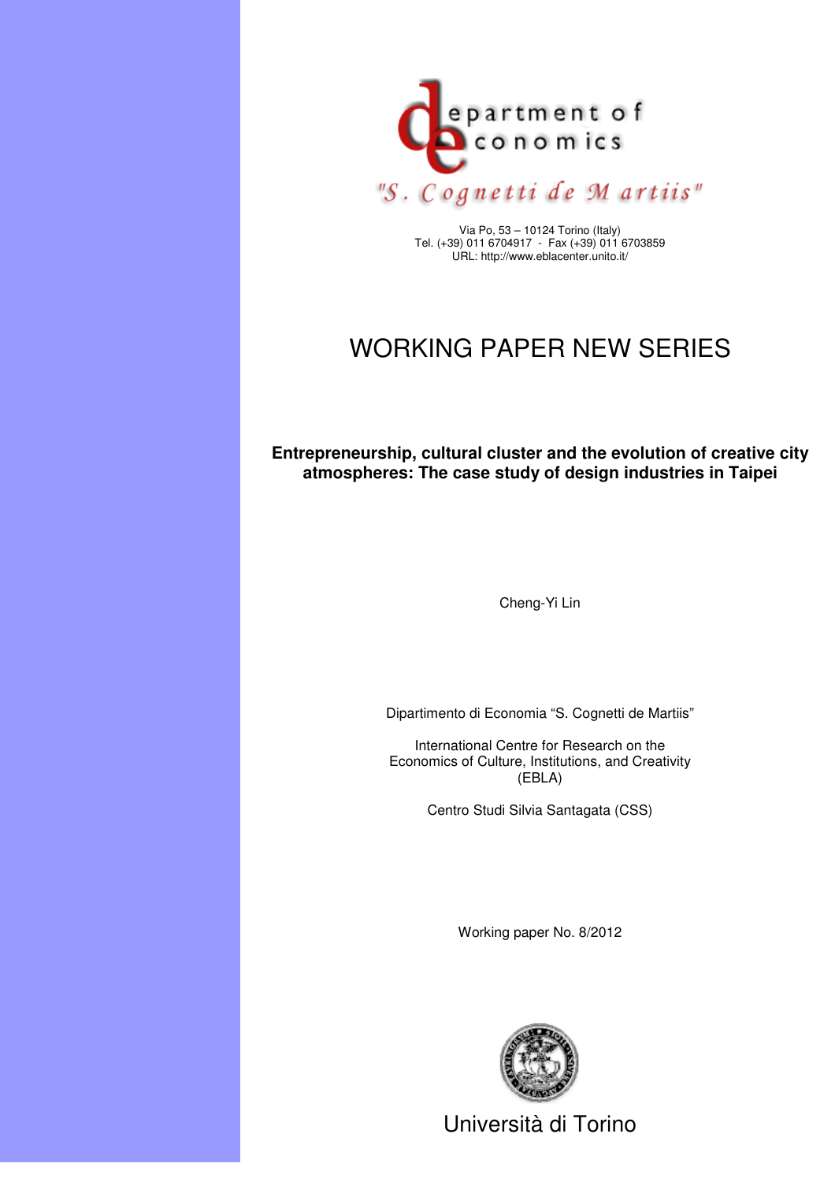department of economics

"S. Cognetti de Martiis"

Via Po, 53 – 10124 Torino (Italy)
Tel. (+39) 011 6704917 - Fax (+39) 011 6703859
URL: http://www.eblacenter.unito.it/

# WORKING PAPER NEW SERIES

**Entrepreneurship, cultural cluster and the evolution of creative city atmospheres: The case study of design industries in Taipei**

Cheng-Yi Lin

Dipartimento di Economia "S. Cognetti de Martiis"

International Centre for Research on the Economics of Culture, Institutions, and Creativity (EBLA)

Centro Studi Silvia Santagata (CSS)

Working paper No. 8/2012

Università di Torino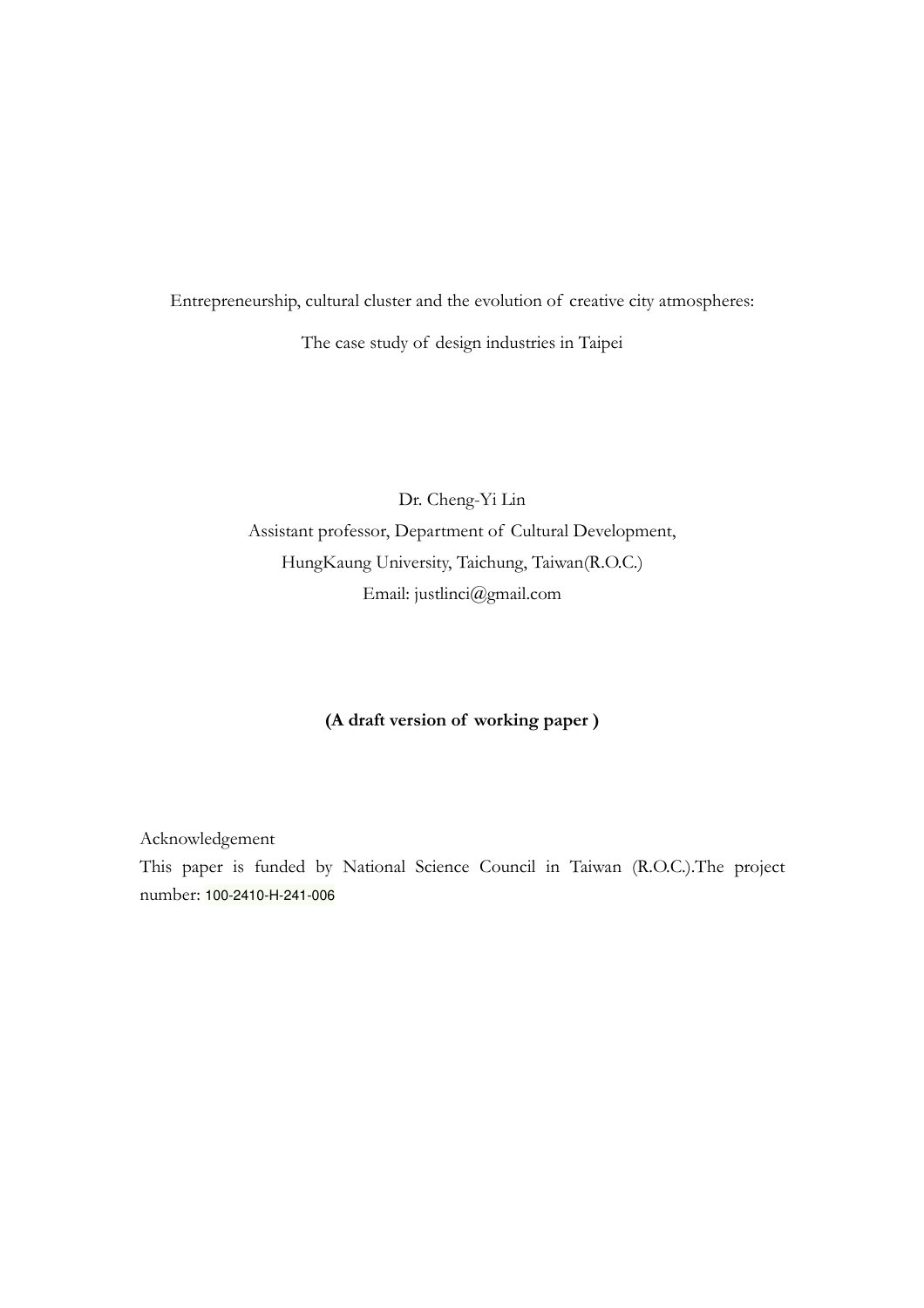Entrepreneurship, cultural cluster and the evolution of creative city atmospheres:

The case study of design industries in Taipei

Dr. Cheng-Yi Lin

Assistant professor, Department of Cultural Development,

HungKaung University, Taichung, Taiwan(R.O.C.)

Email: justlinci@gmail.com

**(A draft version of working paper )**

Acknowledgement

This paper is funded by National Science Council in Taiwan (R.O.C.).The project number: 100-2410-H-241-006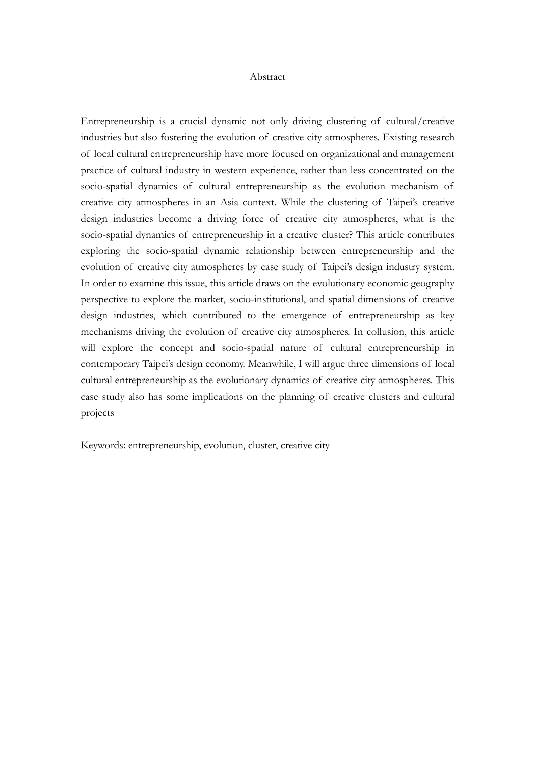## Abstract

Entrepreneurship is a crucial dynamic not only driving clustering of cultural/creative industries but also fostering the evolution of creative city atmospheres. Existing research of local cultural entrepreneurship have more focused on organizational and management practice of cultural industry in western experience, rather than less concentrated on the socio-spatial dynamics of cultural entrepreneurship as the evolution mechanism of creative city atmospheres in an Asia context. While the clustering of Taipei's creative design industries become a driving force of creative city atmospheres, what is the socio-spatial dynamics of entrepreneurship in a creative cluster? This article contributes exploring the socio-spatial dynamic relationship between entrepreneurship and the evolution of creative city atmospheres by case study of Taipei's design industry system. In order to examine this issue, this article draws on the evolutionary economic geography perspective to explore the market, socio-institutional, and spatial dimensions of creative design industries, which contributed to the emergence of entrepreneurship as key mechanisms driving the evolution of creative city atmospheres. In collusion, this article will explore the concept and socio-spatial nature of cultural entrepreneurship in contemporary Taipei's design economy. Meanwhile, I will argue three dimensions of local cultural entrepreneurship as the evolutionary dynamics of creative city atmospheres. This case study also has some implications on the planning of creative clusters and cultural projects

Keywords: entrepreneurship, evolution, cluster, creative city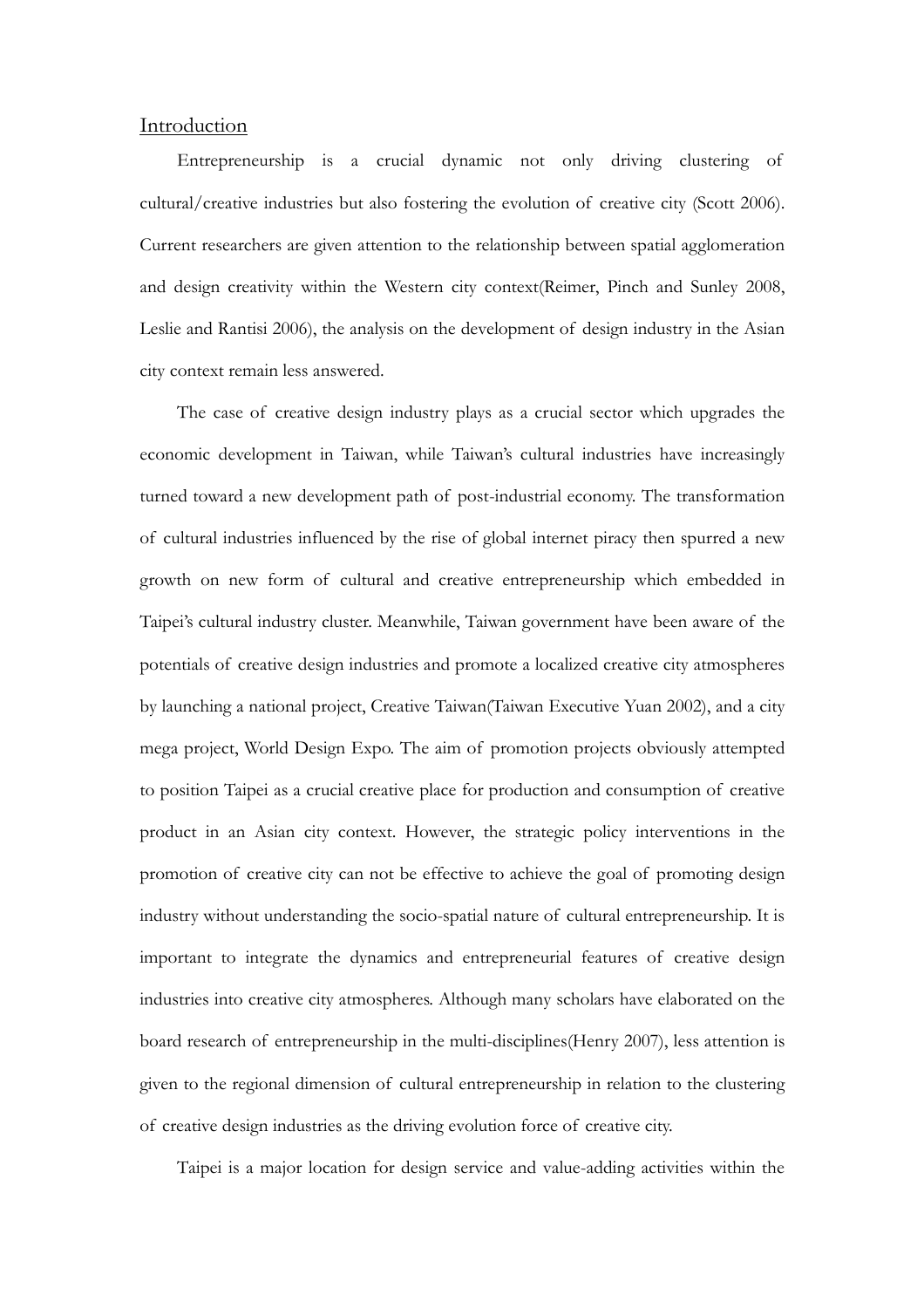## Introduction

Entrepreneurship is a crucial dynamic not only driving clustering of cultural/creative industries but also fostering the evolution of creative city (Scott 2006). Current researchers are given attention to the relationship between spatial agglomeration and design creativity within the Western city context(Reimer, Pinch and Sunley 2008, Leslie and Rantisi 2006), the analysis on the development of design industry in the Asian city context remain less answered.

The case of creative design industry plays as a crucial sector which upgrades the economic development in Taiwan, while Taiwan's cultural industries have increasingly turned toward a new development path of post-industrial economy. The transformation of cultural industries influenced by the rise of global internet piracy then spurred a new growth on new form of cultural and creative entrepreneurship which embedded in Taipei's cultural industry cluster. Meanwhile, Taiwan government have been aware of the potentials of creative design industries and promote a localized creative city atmospheres by launching a national project, Creative Taiwan(Taiwan Executive Yuan 2002), and a city mega project, World Design Expo. The aim of promotion projects obviously attempted to position Taipei as a crucial creative place for production and consumption of creative product in an Asian city context. However, the strategic policy interventions in the promotion of creative city can not be effective to achieve the goal of promoting design industry without understanding the socio-spatial nature of cultural entrepreneurship. It is important to integrate the dynamics and entrepreneurial features of creative design industries into creative city atmospheres. Although many scholars have elaborated on the board research of entrepreneurship in the multi-disciplines(Henry 2007), less attention is given to the regional dimension of cultural entrepreneurship in relation to the clustering of creative design industries as the driving evolution force of creative city.

Taipei is a major location for design service and value-adding activities within the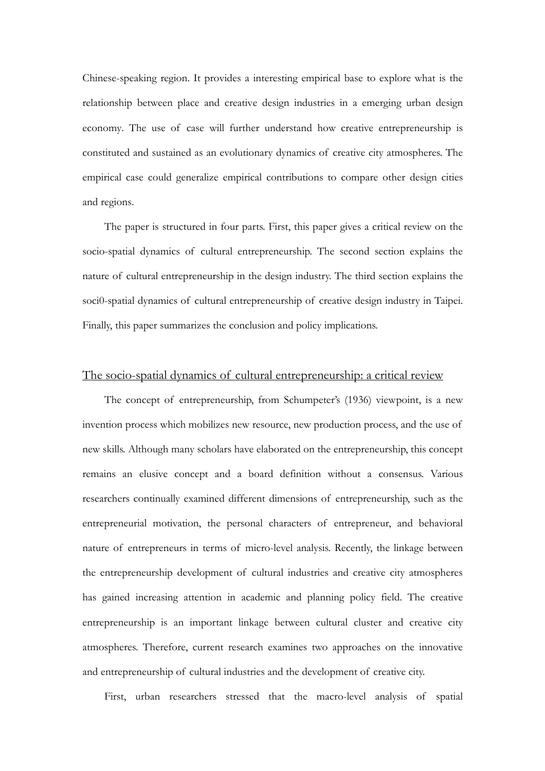Chinese-speaking region. It provides a interesting empirical base to explore what is the relationship between place and creative design industries in a emerging urban design economy. The use of case will further understand how creative entrepreneurship is constituted and sustained as an evolutionary dynamics of creative city atmospheres. The empirical case could generalize empirical contributions to compare other design cities and regions.

The paper is structured in four parts. First, this paper gives a critical review on the socio-spatial dynamics of cultural entrepreneurship. The second section explains the nature of cultural entrepreneurship in the design industry. The third section explains the soci0-spatial dynamics of cultural entrepreneurship of creative design industry in Taipei. Finally, this paper summarizes the conclusion and policy implications.

## The socio-spatial dynamics of cultural entrepreneurship: a critical review

The concept of entrepreneurship, from Schumpeter's (1936) viewpoint, is a new invention process which mobilizes new resource, new production process, and the use of new skills. Although many scholars have elaborated on the entrepreneurship, this concept remains an elusive concept and a board definition without a consensus. Various researchers continually examined different dimensions of entrepreneurship, such as the entrepreneurial motivation, the personal characters of entrepreneur, and behavioral nature of entrepreneurs in terms of micro-level analysis. Recently, the linkage between the entrepreneurship development of cultural industries and creative city atmospheres has gained increasing attention in academic and planning policy field. The creative entrepreneurship is an important linkage between cultural cluster and creative city atmospheres. Therefore, current research examines two approaches on the innovative and entrepreneurship of cultural industries and the development of creative city.

First, urban researchers stressed that the macro-level analysis of spatial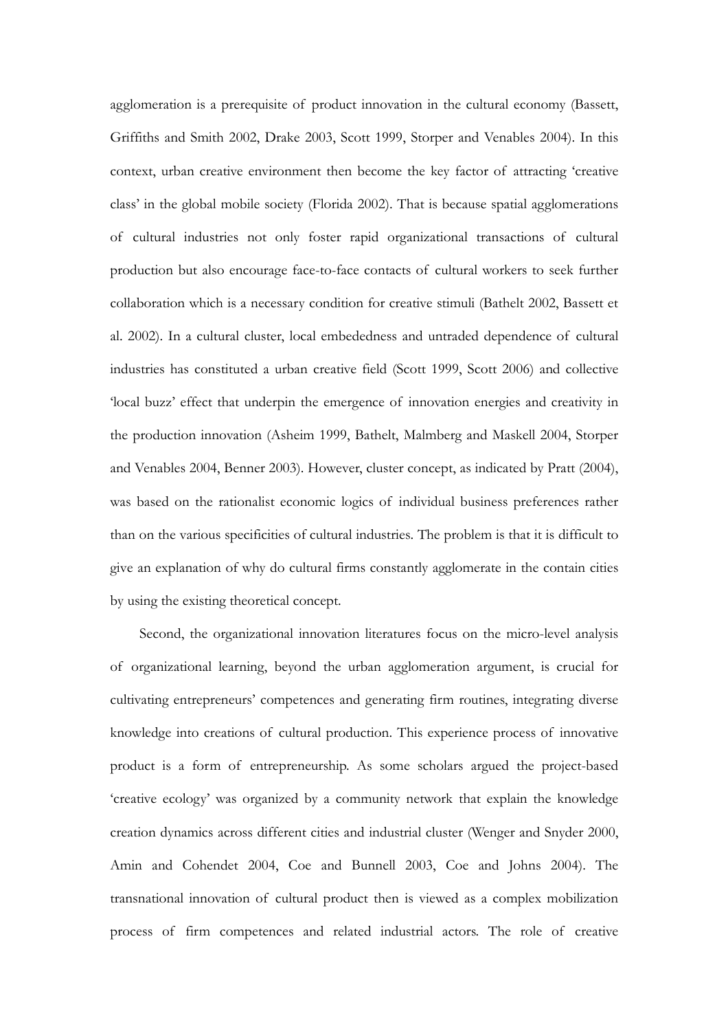agglomeration is a prerequisite of product innovation in the cultural economy (Bassett, Griffiths and Smith 2002, Drake 2003, Scott 1999, Storper and Venables 2004). In this context, urban creative environment then become the key factor of attracting 'creative class' in the global mobile society (Florida 2002). That is because spatial agglomerations of cultural industries not only foster rapid organizational transactions of cultural production but also encourage face-to-face contacts of cultural workers to seek further collaboration which is a necessary condition for creative stimuli (Bathelt 2002, Bassett et al. 2002). In a cultural cluster, local embededness and untraded dependence of cultural industries has constituted a urban creative field (Scott 1999, Scott 2006) and collective 'local buzz' effect that underpin the emergence of innovation energies and creativity in the production innovation (Asheim 1999, Bathelt, Malmberg and Maskell 2004, Storper and Venables 2004, Benner 2003). However, cluster concept, as indicated by Pratt (2004), was based on the rationalist economic logics of individual business preferences rather than on the various specificities of cultural industries. The problem is that it is difficult to give an explanation of why do cultural firms constantly agglomerate in the contain cities by using the existing theoretical concept.

Second, the organizational innovation literatures focus on the micro-level analysis of organizational learning, beyond the urban agglomeration argument, is crucial for cultivating entrepreneurs' competences and generating firm routines, integrating diverse knowledge into creations of cultural production. This experience process of innovative product is a form of entrepreneurship. As some scholars argued the project-based 'creative ecology' was organized by a community network that explain the knowledge creation dynamics across different cities and industrial cluster (Wenger and Snyder 2000, Amin and Cohendet 2004, Coe and Bunnell 2003, Coe and Johns 2004). The transnational innovation of cultural product then is viewed as a complex mobilization process of firm competences and related industrial actors. The role of creative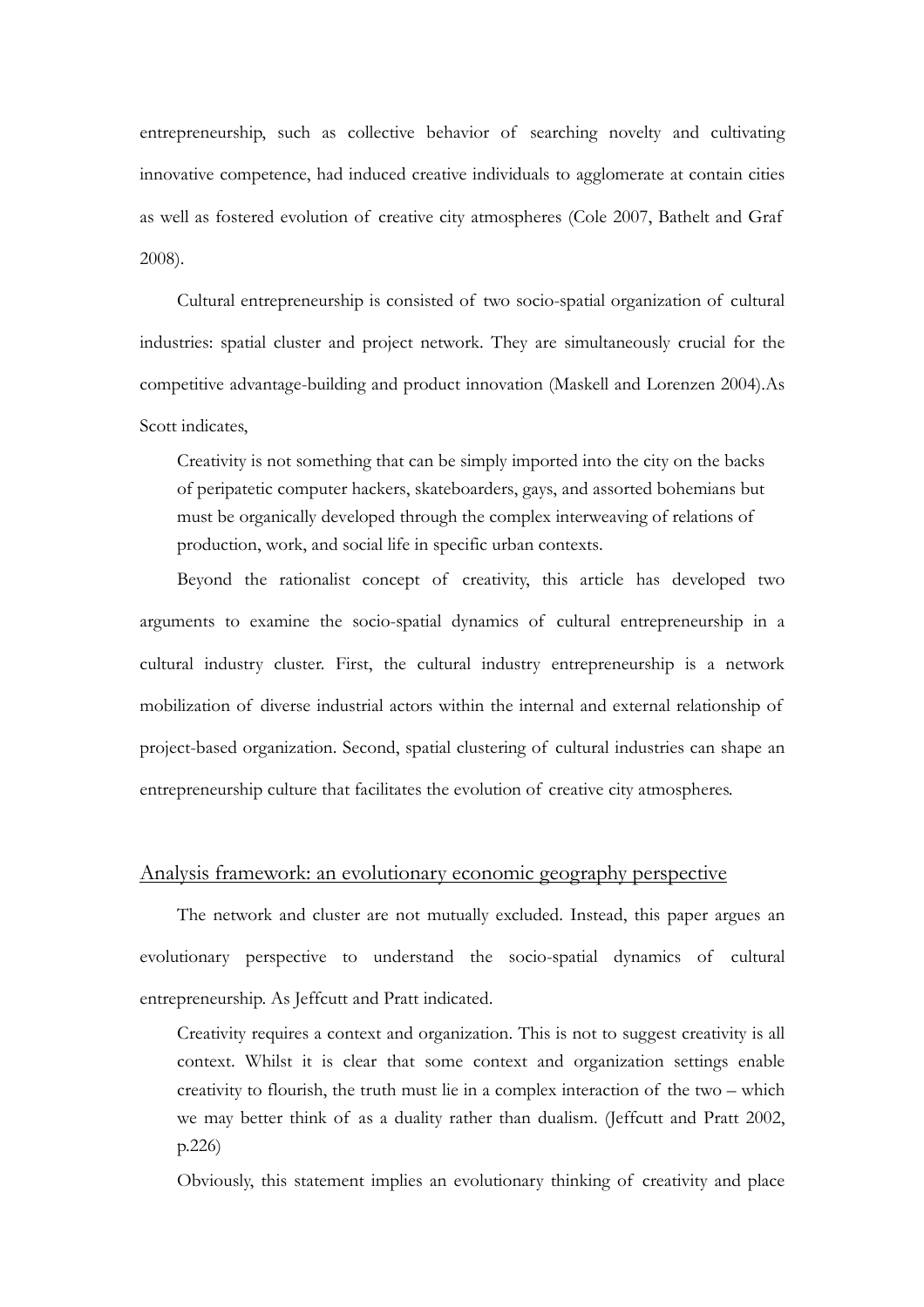entrepreneurship, such as collective behavior of searching novelty and cultivating innovative competence, had induced creative individuals to agglomerate at contain cities as well as fostered evolution of creative city atmospheres (Cole 2007, Bathelt and Graf 2008).

Cultural entrepreneurship is consisted of two socio-spatial organization of cultural industries: spatial cluster and project network. They are simultaneously crucial for the competitive advantage-building and product innovation (Maskell and Lorenzen 2004).As Scott indicates,

> Creativity is not something that can be simply imported into the city on the backs of peripatetic computer hackers, skateboarders, gays, and assorted bohemians but must be organically developed through the complex interweaving of relations of production, work, and social life in specific urban contexts.

Beyond the rationalist concept of creativity, this article has developed two arguments to examine the socio-spatial dynamics of cultural entrepreneurship in a cultural industry cluster. First, the cultural industry entrepreneurship is a network mobilization of diverse industrial actors within the internal and external relationship of project-based organization. Second, spatial clustering of cultural industries can shape an entrepreneurship culture that facilitates the evolution of creative city atmospheres.

## Analysis framework: an evolutionary economic geography perspective

The network and cluster are not mutually excluded. Instead, this paper argues an evolutionary perspective to understand the socio-spatial dynamics of cultural entrepreneurship. As Jeffcutt and Pratt indicated.

> Creativity requires a context and organization. This is not to suggest creativity is all context. Whilst it is clear that some context and organization settings enable creativity to flourish, the truth must lie in a complex interaction of the two – which we may better think of as a duality rather than dualism. (Jeffcutt and Pratt 2002, p.226)

Obviously, this statement implies an evolutionary thinking of creativity and place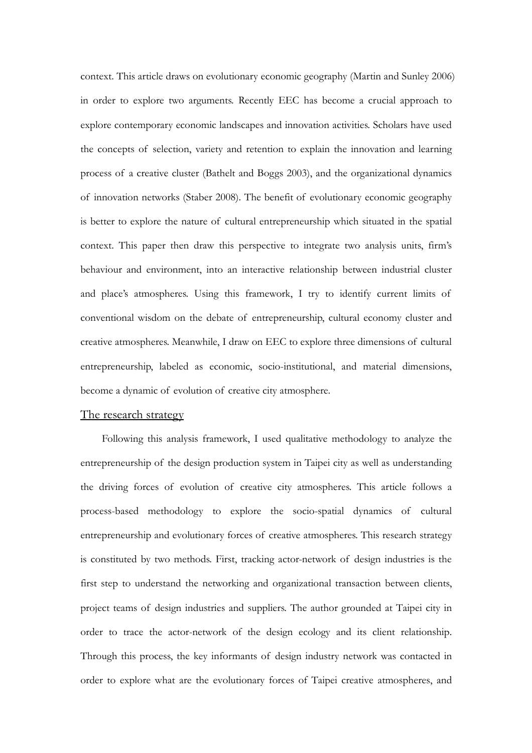context. This article draws on evolutionary economic geography (Martin and Sunley 2006) in order to explore two arguments. Recently EEC has become a crucial approach to explore contemporary economic landscapes and innovation activities. Scholars have used the concepts of selection, variety and retention to explain the innovation and learning process of a creative cluster (Bathelt and Boggs 2003), and the organizational dynamics of innovation networks (Staber 2008). The benefit of evolutionary economic geography is better to explore the nature of cultural entrepreneurship which situated in the spatial context. This paper then draw this perspective to integrate two analysis units, firm's behaviour and environment, into an interactive relationship between industrial cluster and place's atmospheres. Using this framework, I try to identify current limits of conventional wisdom on the debate of entrepreneurship, cultural economy cluster and creative atmospheres. Meanwhile, I draw on EEC to explore three dimensions of cultural entrepreneurship, labeled as economic, socio-institutional, and material dimensions, become a dynamic of evolution of creative city atmosphere.

## The research strategy

Following this analysis framework, I used qualitative methodology to analyze the entrepreneurship of the design production system in Taipei city as well as understanding the driving forces of evolution of creative city atmospheres. This article follows a process-based methodology to explore the socio-spatial dynamics of cultural entrepreneurship and evolutionary forces of creative atmospheres. This research strategy is constituted by two methods. First, tracking actor-network of design industries is the first step to understand the networking and organizational transaction between clients, project teams of design industries and suppliers. The author grounded at Taipei city in order to trace the actor-network of the design ecology and its client relationship. Through this process, the key informants of design industry network was contacted in order to explore what are the evolutionary forces of Taipei creative atmospheres, and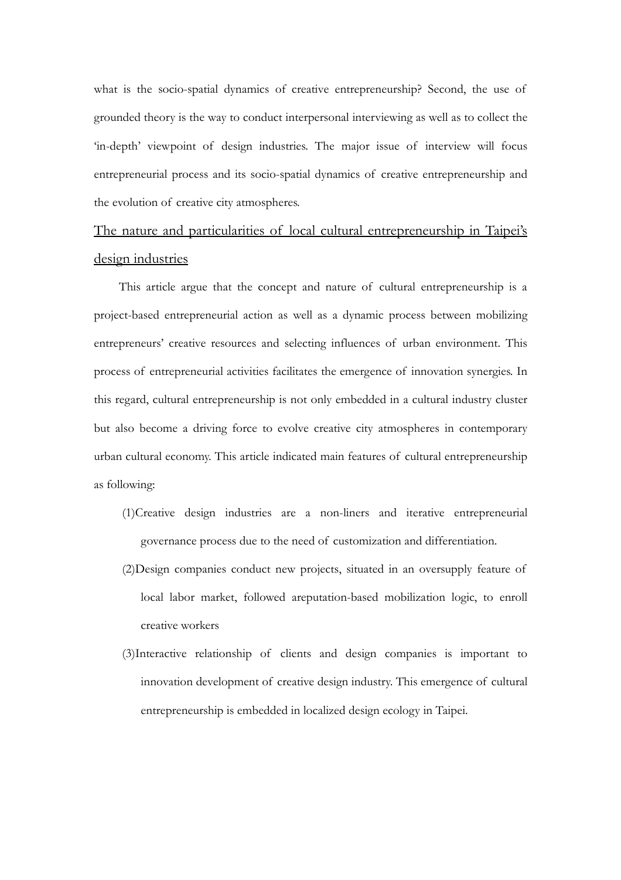what is the socio-spatial dynamics of creative entrepreneurship? Second, the use of grounded theory is the way to conduct interpersonal interviewing as well as to collect the 'in-depth' viewpoint of design industries. The major issue of interview will focus entrepreneurial process and its socio-spatial dynamics of creative entrepreneurship and the evolution of creative city atmospheres.

## The nature and particularities of local cultural entrepreneurship in Taipei's design industries

This article argue that the concept and nature of cultural entrepreneurship is a project-based entrepreneurial action as well as a dynamic process between mobilizing entrepreneurs' creative resources and selecting influences of urban environment. This process of entrepreneurial activities facilitates the emergence of innovation synergies. In this regard, cultural entrepreneurship is not only embedded in a cultural industry cluster but also become a driving force to evolve creative city atmospheres in contemporary urban cultural economy. This article indicated main features of cultural entrepreneurship as following:

(1)Creative design industries are a non-liners and iterative entrepreneurial governance process due to the need of customization and differentiation.

(2)Design companies conduct new projects, situated in an oversupply feature of local labor market, followed areputation-based mobilization logic, to enroll creative workers

(3)Interactive relationship of clients and design companies is important to innovation development of creative design industry. This emergence of cultural entrepreneurship is embedded in localized design ecology in Taipei.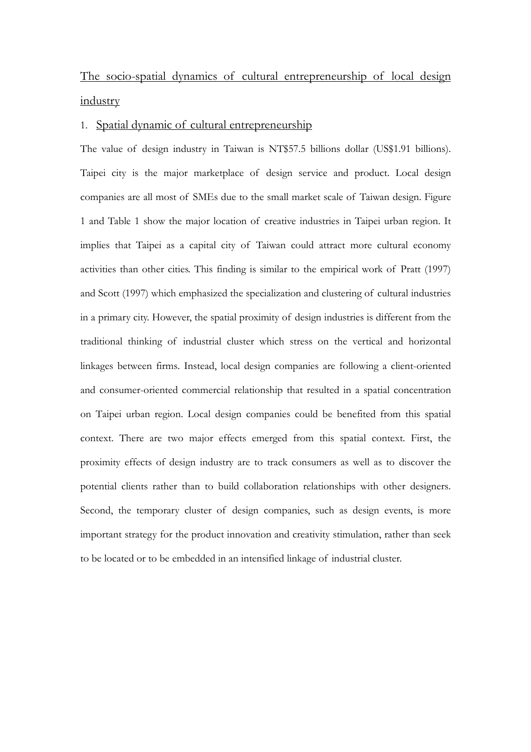## The socio-spatial dynamics of cultural entrepreneurship of local design industry

### 1. Spatial dynamic of cultural entrepreneurship

The value of design industry in Taiwan is NT$57.5 billions dollar (US$1.91 billions). Taipei city is the major marketplace of design service and product. Local design companies are all most of SMEs due to the small market scale of Taiwan design. Figure 1 and Table 1 show the major location of creative industries in Taipei urban region. It implies that Taipei as a capital city of Taiwan could attract more cultural economy activities than other cities. This finding is similar to the empirical work of Pratt (1997) and Scott (1997) which emphasized the specialization and clustering of cultural industries in a primary city. However, the spatial proximity of design industries is different from the traditional thinking of industrial cluster which stress on the vertical and horizontal linkages between firms. Instead, local design companies are following a client-oriented and consumer-oriented commercial relationship that resulted in a spatial concentration on Taipei urban region. Local design companies could be benefited from this spatial context. There are two major effects emerged from this spatial context. First, the proximity effects of design industry are to track consumers as well as to discover the potential clients rather than to build collaboration relationships with other designers. Second, the temporary cluster of design companies, such as design events, is more important strategy for the product innovation and creativity stimulation, rather than seek to be located or to be embedded in an intensified linkage of industrial cluster.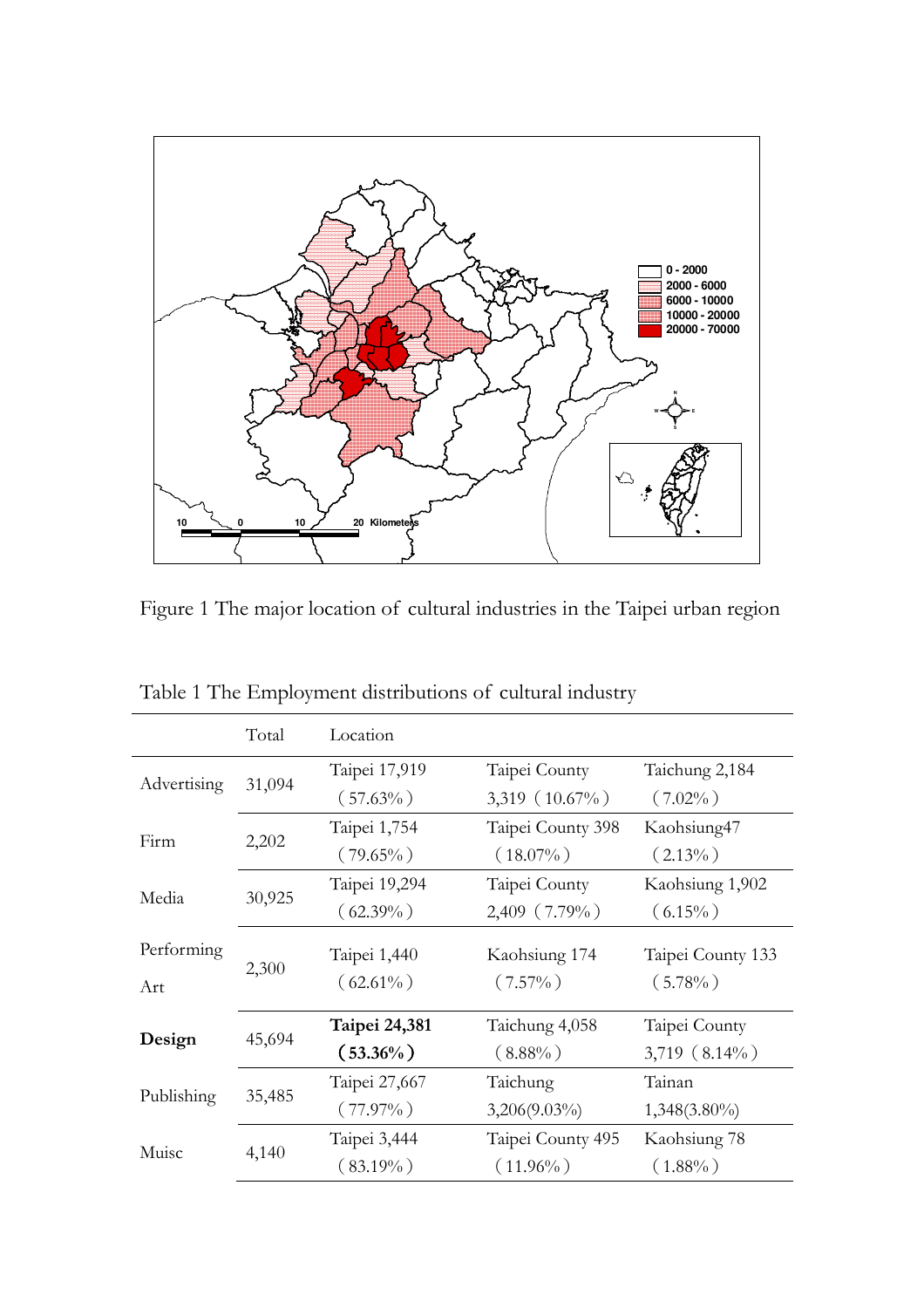Figure 1 The major location of cultural industries in the Taipei urban region

Table 1 The Employment distributions of cultural industry

| | Total | Location | | |
|---|---|---|---|---|
| Advertising | 31,094 | Taipei 17,919 (57.63%) | Taipei County 3,319 (10.67%) | Taichung 2,184 (7.02%) |
| Firm | 2,202 | Taipei 1,754 (79.65%) | Taipei County 398 (18.07%) | Kaohsiung47 (2.13%) |
| Media | 30,925 | Taipei 19,294 (62.39%) | Taipei County 2,409 (7.79%) | Kaohsiung 1,902 (6.15%) |
| Performing Art | 2,300 | Taipei 1,440 (62.61%) | Kaohsiung 174 (7.57%) | Taipei County 133 (5.78%) |
| **Design** | 45,694 | **Taipei 24,381 (53.36%)** | Taichung 4,058 (8.88%) | Taipei County 3,719 (8.14%) |
| Publishing | 35,485 | Taipei 27,667 (77.97%) | Taichung 3,206(9.03%) | Tainan 1,348(3.80%) |
| Muisc | 4,140 | Taipei 3,444 (83.19%) | Taipei County 495 (11.96%) | Kaohsiung 78 (1.88%) |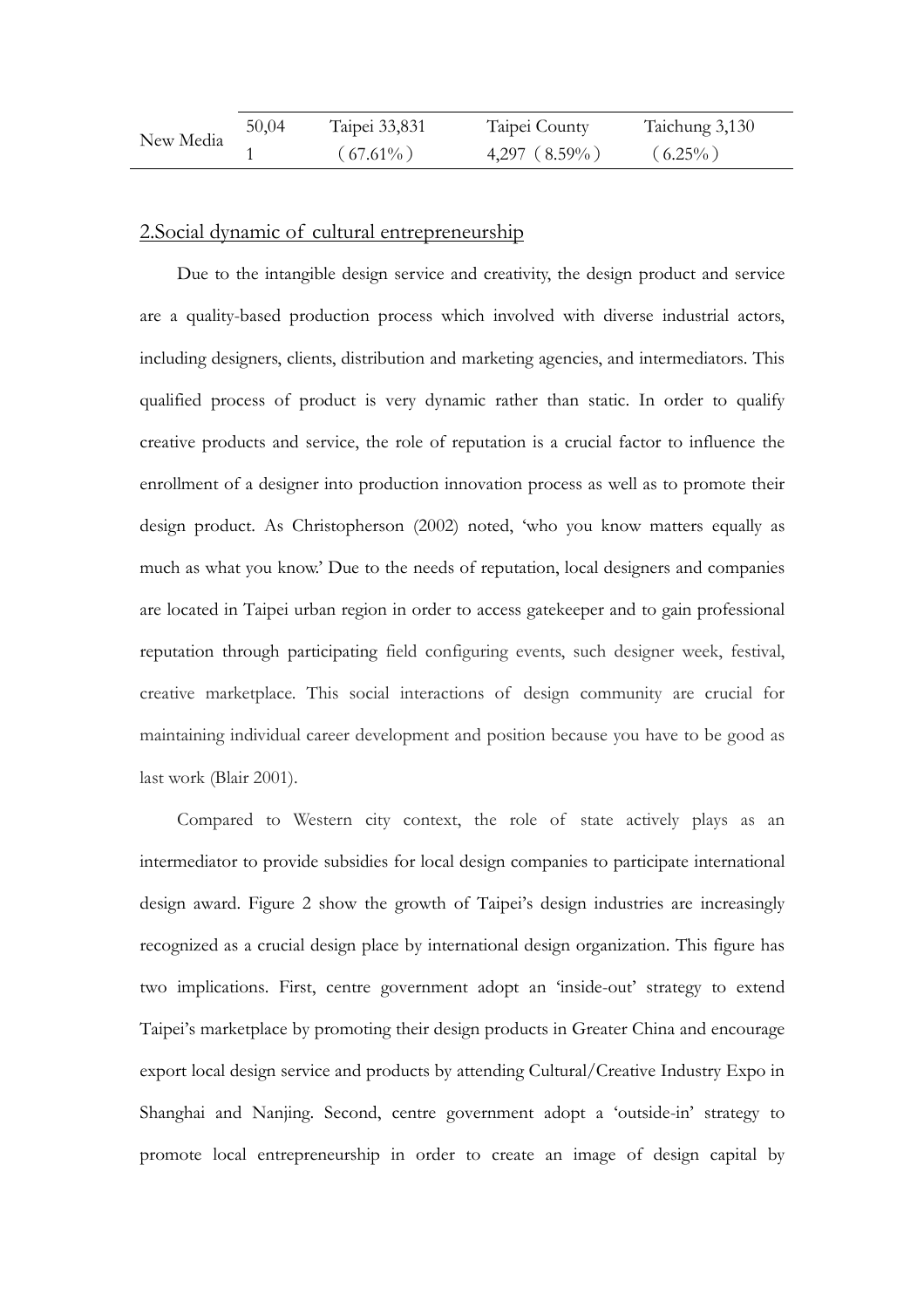| New Media | 50,041 | Taipei 33,831 (67.61%) | Taipei County 4,297 (8.59%) | Taichung 3,130 (6.25%) |
|---|---|---|---|---|

## 2.Social dynamic of cultural entrepreneurship

Due to the intangible design service and creativity, the design product and service are a quality-based production process which involved with diverse industrial actors, including designers, clients, distribution and marketing agencies, and intermediators. This qualified process of product is very dynamic rather than static. In order to qualify creative products and service, the role of reputation is a crucial factor to influence the enrollment of a designer into production innovation process as well as to promote their design product. As Christopherson (2002) noted, 'who you know matters equally as much as what you know.' Due to the needs of reputation, local designers and companies are located in Taipei urban region in order to access gatekeeper and to gain professional reputation through participating field configuring events, such designer week, festival, creative marketplace. This social interactions of design community are crucial for maintaining individual career development and position because you have to be good as last work (Blair 2001).

Compared to Western city context, the role of state actively plays as an intermediator to provide subsidies for local design companies to participate international design award. Figure 2 show the growth of Taipei's design industries are increasingly recognized as a crucial design place by international design organization. This figure has two implications. First, centre government adopt an 'inside-out' strategy to extend Taipei's marketplace by promoting their design products in Greater China and encourage export local design service and products by attending Cultural/Creative Industry Expo in Shanghai and Nanjing. Second, centre government adopt a 'outside-in' strategy to promote local entrepreneurship in order to create an image of design capital by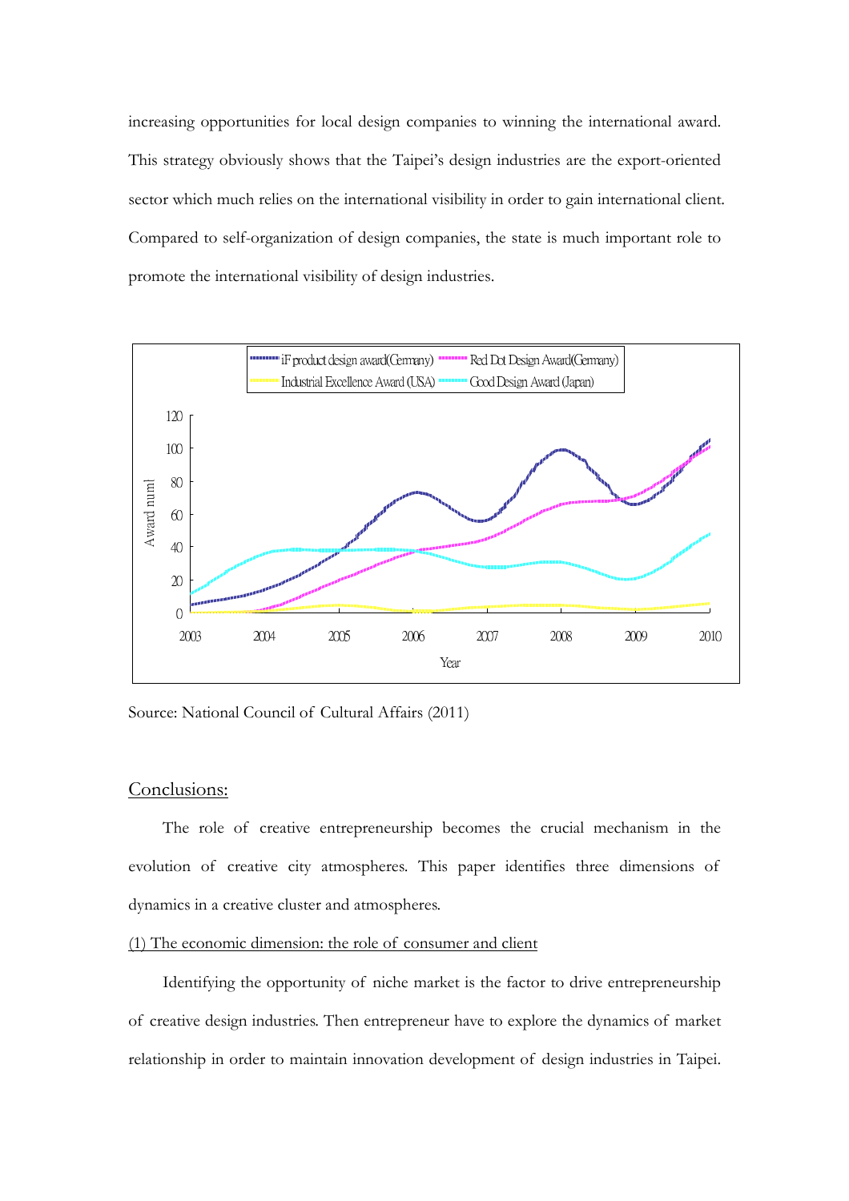increasing opportunities for local design companies to winning the international award. This strategy obviously shows that the Taipei's design industries are the export-oriented sector which much relies on the international visibility in order to gain international client. Compared to self-organization of design companies, the state is much important role to promote the international visibility of design industries.

Source: National Council of Cultural Affairs (2011)

## Conclusions:

The role of creative entrepreneurship becomes the crucial mechanism in the evolution of creative city atmospheres. This paper identifies three dimensions of dynamics in a creative cluster and atmospheres.

(1) The economic dimension: the role of consumer and client

Identifying the opportunity of niche market is the factor to drive entrepreneurship of creative design industries. Then entrepreneur have to explore the dynamics of market relationship in order to maintain innovation development of design industries in Taipei.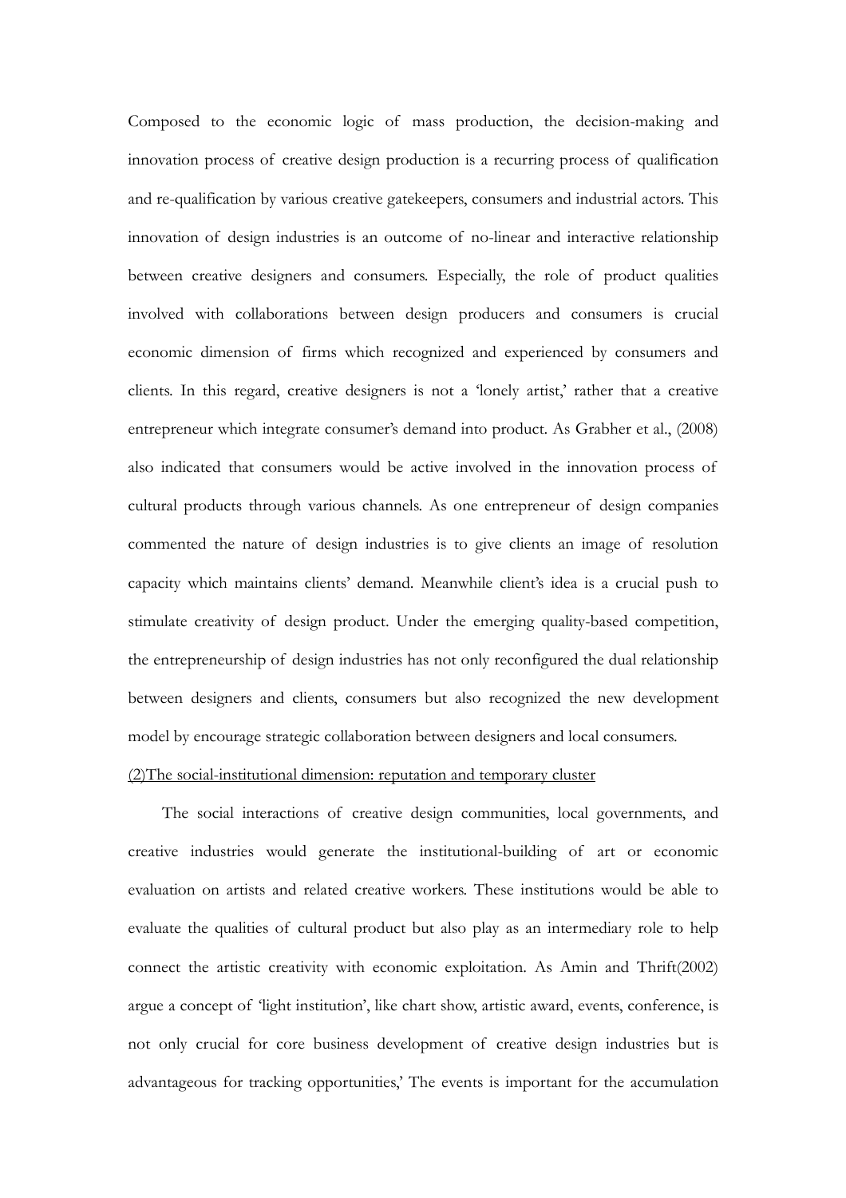Composed to the economic logic of mass production, the decision-making and innovation process of creative design production is a recurring process of qualification and re-qualification by various creative gatekeepers, consumers and industrial actors. This innovation of design industries is an outcome of no-linear and interactive relationship between creative designers and consumers. Especially, the role of product qualities involved with collaborations between design producers and consumers is crucial economic dimension of firms which recognized and experienced by consumers and clients. In this regard, creative designers is not a 'lonely artist,' rather that a creative entrepreneur which integrate consumer's demand into product. As Grabher et al., (2008) also indicated that consumers would be active involved in the innovation process of cultural products through various channels. As one entrepreneur of design companies commented the nature of design industries is to give clients an image of resolution capacity which maintains clients' demand. Meanwhile client's idea is a crucial push to stimulate creativity of design product. Under the emerging quality-based competition, the entrepreneurship of design industries has not only reconfigured the dual relationship between designers and clients, consumers but also recognized the new development model by encourage strategic collaboration between designers and local consumers.

(2)The social-institutional dimension: reputation and temporary cluster

The social interactions of creative design communities, local governments, and creative industries would generate the institutional-building of art or economic evaluation on artists and related creative workers. These institutions would be able to evaluate the qualities of cultural product but also play as an intermediary role to help connect the artistic creativity with economic exploitation. As Amin and Thrift(2002) argue a concept of 'light institution', like chart show, artistic award, events, conference, is not only crucial for core business development of creative design industries but is advantageous for tracking opportunities,' The events is important for the accumulation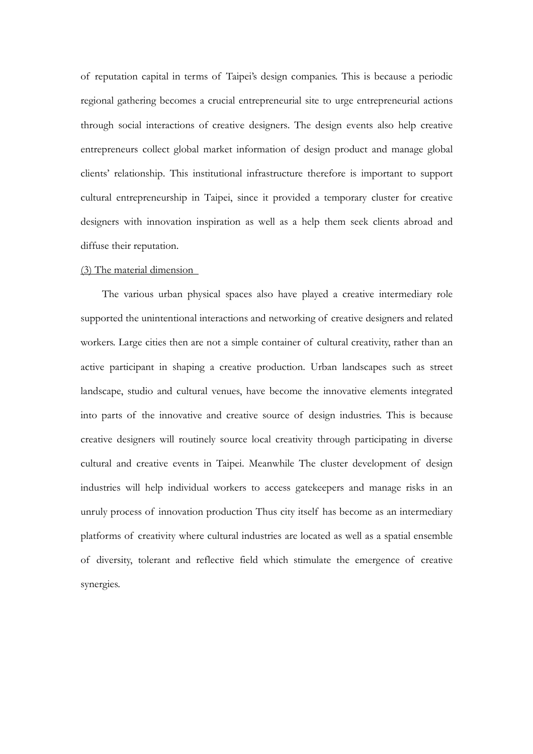of reputation capital in terms of Taipei's design companies. This is because a periodic regional gathering becomes a crucial entrepreneurial site to urge entrepreneurial actions through social interactions of creative designers. The design events also help creative entrepreneurs collect global market information of design product and manage global clients' relationship. This institutional infrastructure therefore is important to support cultural entrepreneurship in Taipei, since it provided a temporary cluster for creative designers with innovation inspiration as well as a help them seek clients abroad and diffuse their reputation.

<u>(3) The material dimension</u>

The various urban physical spaces also have played a creative intermediary role supported the unintentional interactions and networking of creative designers and related workers. Large cities then are not a simple container of cultural creativity, rather than an active participant in shaping a creative production. Urban landscapes such as street landscape, studio and cultural venues, have become the innovative elements integrated into parts of the innovative and creative source of design industries. This is because creative designers will routinely source local creativity through participating in diverse cultural and creative events in Taipei. Meanwhile The cluster development of design industries will help individual workers to access gatekeepers and manage risks in an unruly process of innovation production Thus city itself has become as an intermediary platforms of creativity where cultural industries are located as well as a spatial ensemble of diversity, tolerant and reflective field which stimulate the emergence of creative synergies.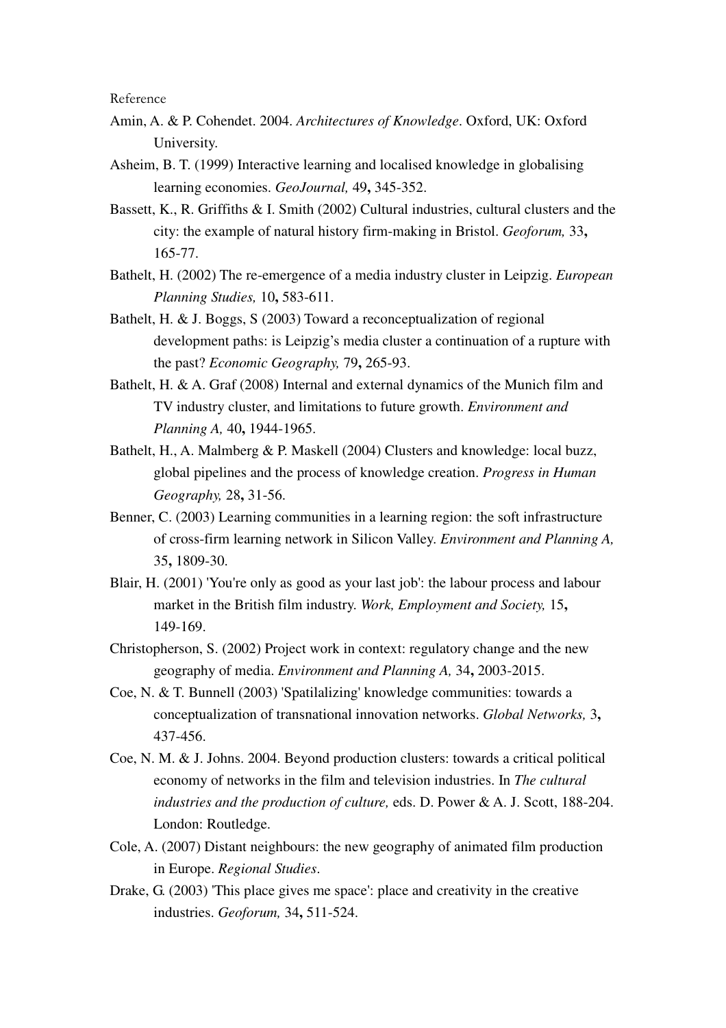Reference

Amin, A. & P. Cohendet. 2004. *Architectures of Knowledge*. Oxford, UK: Oxford University.

Asheim, B. T. (1999) Interactive learning and localised knowledge in globalising learning economies. *GeoJournal,* 49**,** 345-352.

Bassett, K., R. Griffiths & I. Smith (2002) Cultural industries, cultural clusters and the city: the example of natural history firm-making in Bristol. *Geoforum,* 33**,** 165-77.

Bathelt, H. (2002) The re-emergence of a media industry cluster in Leipzig. *European Planning Studies,* 10**,** 583-611.

Bathelt, H. & J. Boggs, S (2003) Toward a reconceptualization of regional development paths: is Leipzig's media cluster a continuation of a rupture with the past? *Economic Geography,* 79**,** 265-93.

Bathelt, H. & A. Graf (2008) Internal and external dynamics of the Munich film and TV industry cluster, and limitations to future growth. *Environment and Planning A,* 40**,** 1944-1965.

Bathelt, H., A. Malmberg & P. Maskell (2004) Clusters and knowledge: local buzz, global pipelines and the process of knowledge creation. *Progress in Human Geography,* 28**,** 31-56.

Benner, C. (2003) Learning communities in a learning region: the soft infrastructure of cross-firm learning network in Silicon Valley. *Environment and Planning A,* 35**,** 1809-30.

Blair, H. (2001) 'You're only as good as your last job': the labour process and labour market in the British film industry. *Work, Employment and Society,* 15**,** 149-169.

Christopherson, S. (2002) Project work in context: regulatory change and the new geography of media. *Environment and Planning A,* 34**,** 2003-2015.

Coe, N. & T. Bunnell (2003) 'Spatilalizing' knowledge communities: towards a conceptualization of transnational innovation networks. *Global Networks,* 3**,** 437-456.

Coe, N. M. & J. Johns. 2004. Beyond production clusters: towards a critical political economy of networks in the film and television industries. In *The cultural industries and the production of culture,* eds. D. Power & A. J. Scott, 188-204. London: Routledge.

Cole, A. (2007) Distant neighbours: the new geography of animated film production in Europe. *Regional Studies*.

Drake, G. (2003) 'This place gives me space': place and creativity in the creative industries. *Geoforum,* 34**,** 511-524.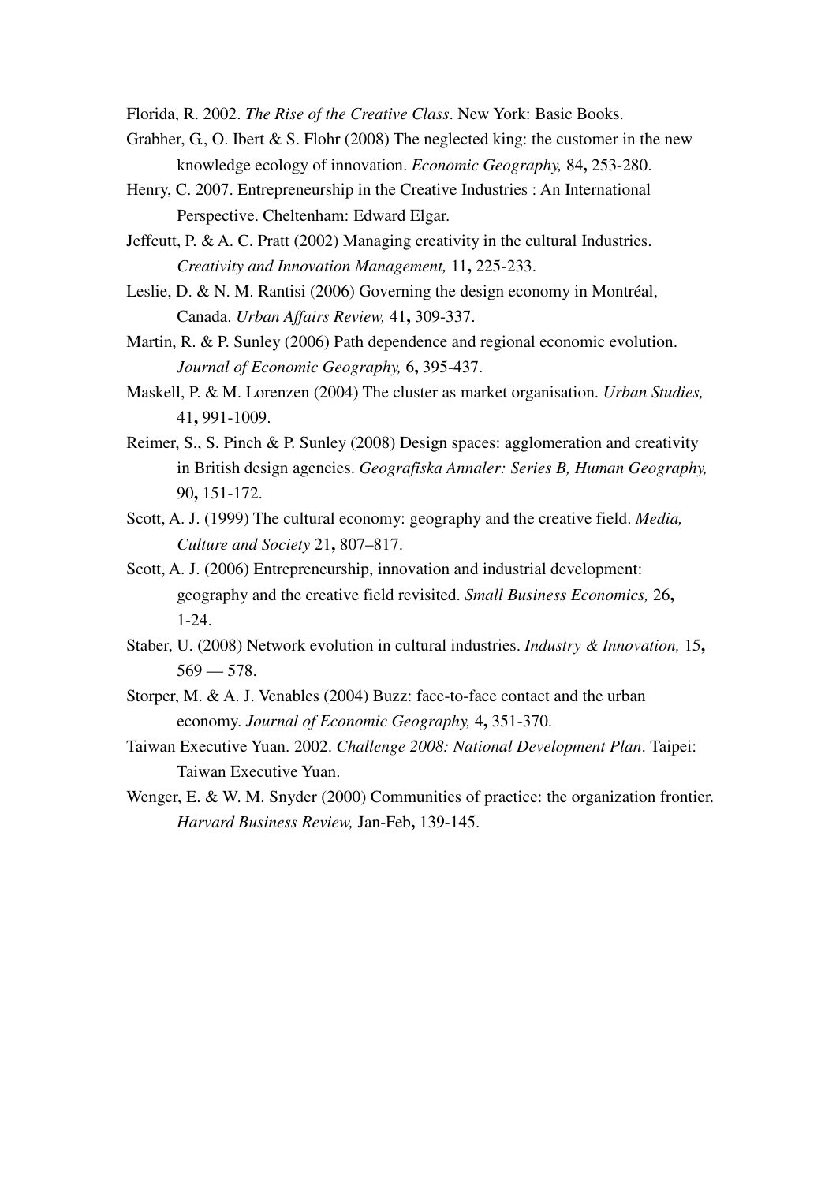Florida, R. 2002. *The Rise of the Creative Class*. New York: Basic Books.

Grabher, G., O. Ibert & S. Flohr (2008) The neglected king: the customer in the new knowledge ecology of innovation. *Economic Geography,* 84**,** 253-280.

Henry, C. 2007. Entrepreneurship in the Creative Industries : An International Perspective. Cheltenham: Edward Elgar.

Jeffcutt, P. & A. C. Pratt (2002) Managing creativity in the cultural Industries. *Creativity and Innovation Management,* 11**,** 225-233.

Leslie, D. & N. M. Rantisi (2006) Governing the design economy in Montréal, Canada. *Urban Affairs Review,* 41**,** 309-337.

Martin, R. & P. Sunley (2006) Path dependence and regional economic evolution. *Journal of Economic Geography,* 6**,** 395-437.

Maskell, P. & M. Lorenzen (2004) The cluster as market organisation. *Urban Studies,* 41**,** 991-1009.

Reimer, S., S. Pinch & P. Sunley (2008) Design spaces: agglomeration and creativity in British design agencies. *Geografiska Annaler: Series B, Human Geography,* 90**,** 151-172.

Scott, A. J. (1999) The cultural economy: geography and the creative field. *Media, Culture and Society* 21**,** 807–817.

Scott, A. J. (2006) Entrepreneurship, innovation and industrial development: geography and the creative field revisited. *Small Business Economics,* 26**,** 1-24.

Staber, U. (2008) Network evolution in cultural industries. *Industry & Innovation,* 15**,** 569 — 578.

Storper, M. & A. J. Venables (2004) Buzz: face-to-face contact and the urban economy. *Journal of Economic Geography,* 4**,** 351-370.

Taiwan Executive Yuan. 2002. *Challenge 2008: National Development Plan*. Taipei: Taiwan Executive Yuan.

Wenger, E. & W. M. Snyder (2000) Communities of practice: the organization frontier. *Harvard Business Review,* Jan-Feb**,** 139-145.